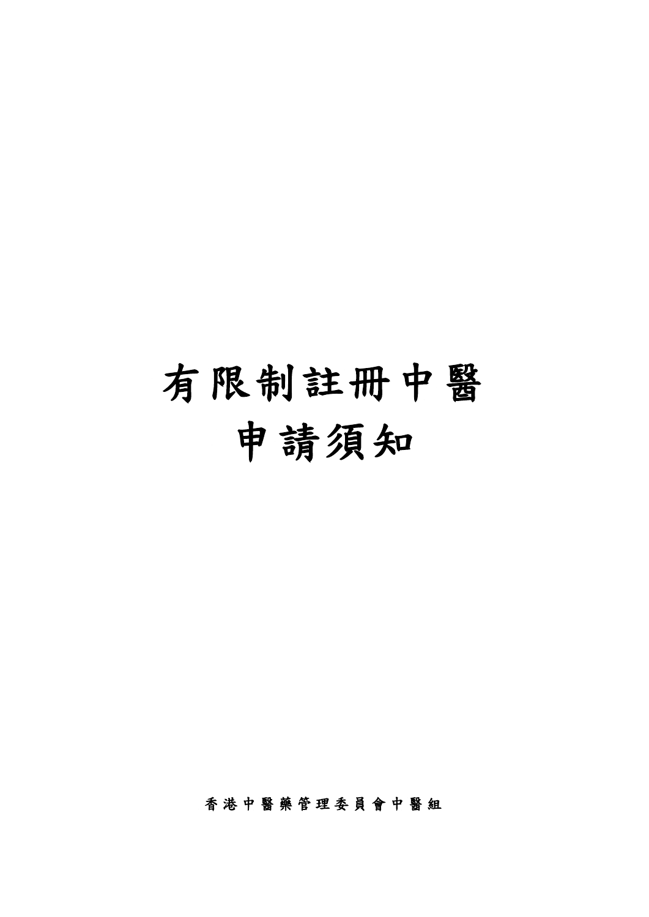# 有限制註冊中醫
# 申請須知

香港中醫藥管理委員會中醫組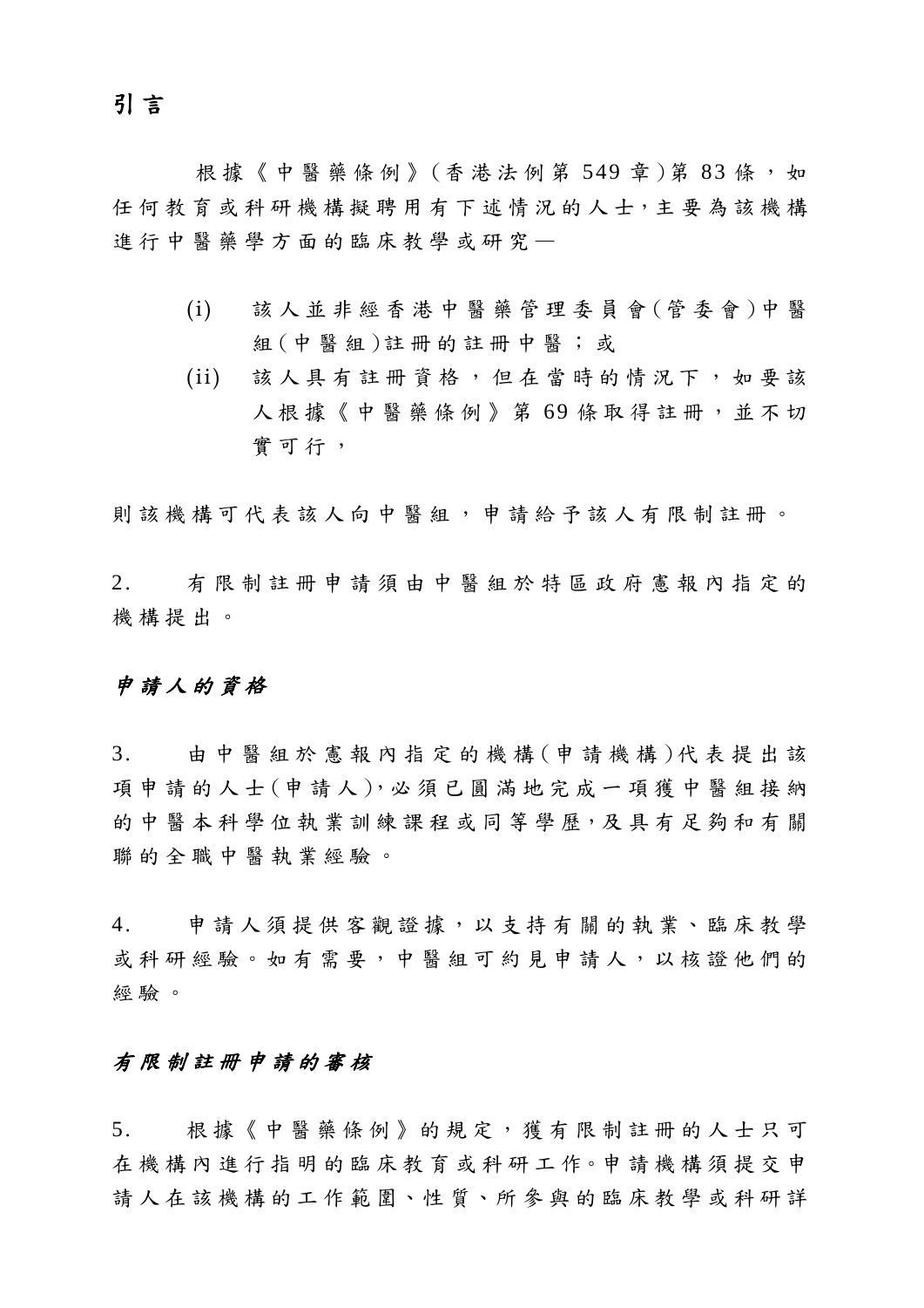## 引言

根據《中醫藥條例》(香港法例第 549 章)第 83 條，如任何教育或科研機構擬聘用有下述情況的人士，主要為該機構進行中醫藥學方面的臨床教學或研究—

(i) 該人並非經香港中醫藥管理委員會(管委會)中醫組(中醫組)註冊的註冊中醫；或

(ii) 該人具有註冊資格，但在當時的情況下，如要該人根據《中醫藥條例》第 69 條取得註冊，並不切實可行，

則該機構可代表該人向中醫組，申請給予該人有限制註冊。

2. 有限制註冊申請須由中醫組於特區政府憲報內指定的機構提出。

### *申請人的資格*

3. 由中醫組於憲報內指定的機構(申請機構)代表提出該項申請的人士(申請人)，必須已圓滿地完成一項獲中醫組接納的中醫本科學位執業訓練課程或同等學歷，及具有足夠和有關聯的全職中醫執業經驗。

4. 申請人須提供客觀證據，以支持有關的執業、臨床教學或科研經驗。如有需要，中醫組可約見申請人，以核證他們的經驗。

### *有限制註冊申請的審核*

5. 根據《中醫藥條例》的規定，獲有限制註冊的人士只可在機構內進行指明的臨床教育或科研工作。申請機構須提交申請人在該機構的工作範圍、性質、所參與的臨床教學或科研詳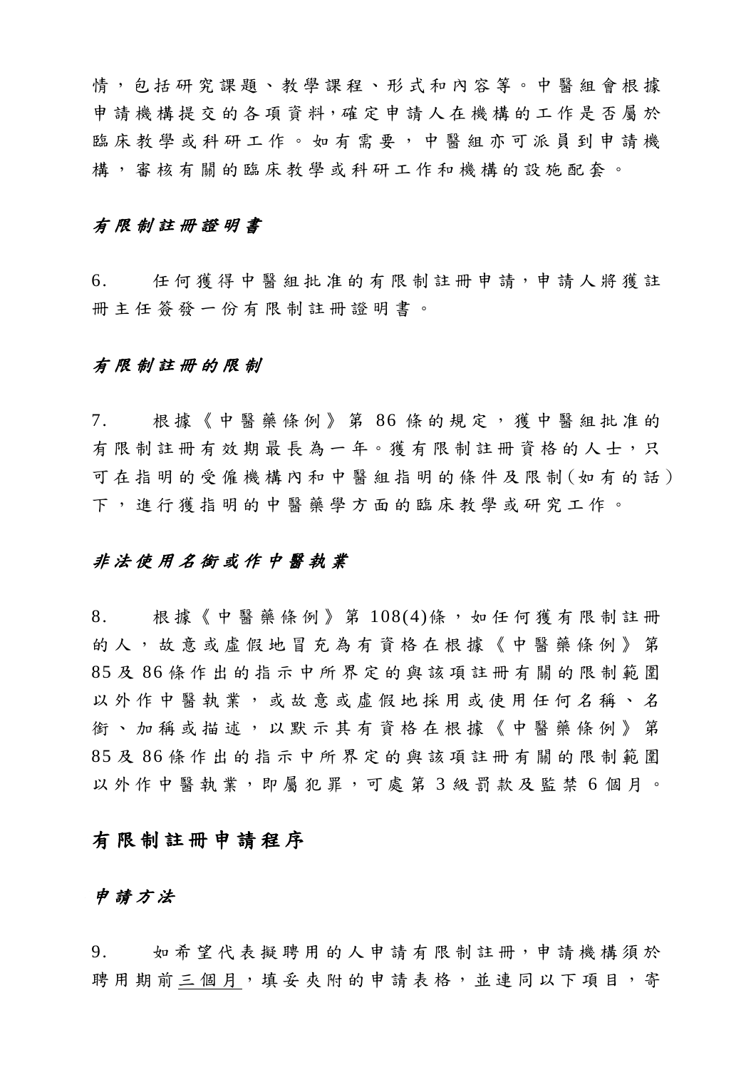情，包括研究課題、教學課程、形式和內容等。中醫組會根據申請機構提交的各項資料，確定申請人在機構的工作是否屬於臨床教學或科研工作。如有需要，中醫組亦可派員到申請機構，審核有關的臨床教學或科研工作和機構的設施配套。

### *有限制註冊證明書*

6. 任何獲得中醫組批准的有限制註冊申請，申請人將獲註冊主任簽發一份有限制註冊證明書。

### *有限制註冊的限制*

7. 根據《中醫藥條例》第 86 條的規定，獲中醫組批准的有限制註冊有效期最長為一年。獲有限制註冊資格的人士，只可在指明的受僱機構內和中醫組指明的條件及限制(如有的話)下，進行獲指明的中醫藥學方面的臨床教學或研究工作。

### *非法使用名銜或作中醫執業*

8. 根據《中醫藥條例》第 108(4)條，如任何獲有限制註冊的人，故意或虛假地冒充為有資格在根據《中醫藥條例》第 85 及 86 條作出的指示中所界定的與該項註冊有關的限制範圍以外作中醫執業，或故意或虛假地採用或使用任何名稱、名銜、加稱或描述，以默示其有資格在根據《中醫藥條例》第 85 及 86 條作出的指示中所界定的與該項註冊有關的限制範圍以外作中醫執業，即屬犯罪，可處第 3 級罰款及監禁 6 個月。

## 有限制註冊申請程序

### *申請方法*

9. 如希望代表擬聘用的人申請有限制註冊，申請機構須於聘用期前<u>三個月</u>，填妥夾附的申請表格，並連同以下項目，寄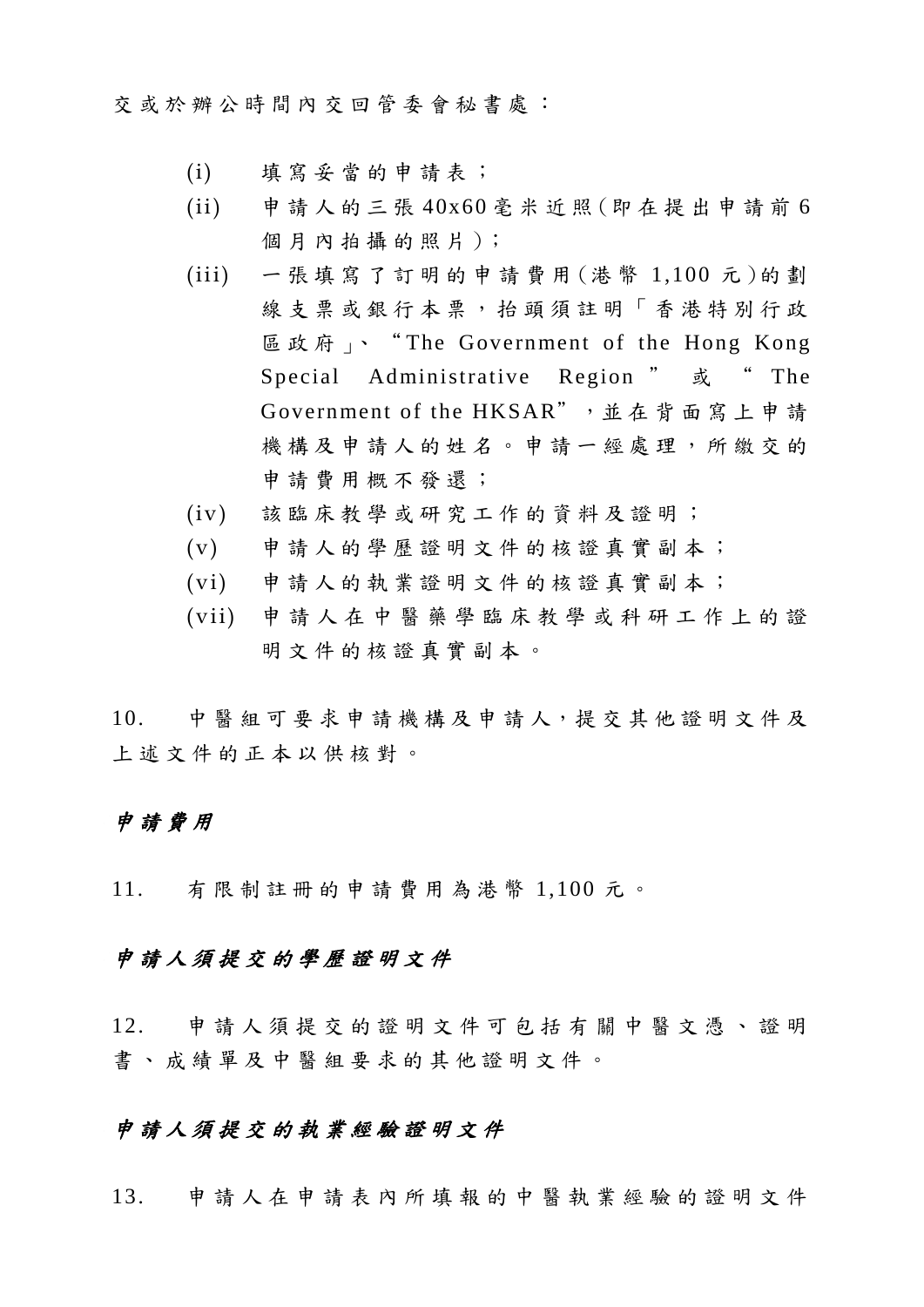交或於辦公時間內交回管委會秘書處：

(i) 填寫妥當的申請表；

(ii) 申請人的三張 40x60 毫米近照（即在提出申請前 6 個月內拍攝的照片）；

(iii) 一張填寫了訂明的申請費用（港幣 1,100 元）的劃線支票或銀行本票，抬頭須註明「香港特別行政區政府」、“The Government of the Hong Kong Special Administrative Region”或“The Government of the HKSAR”，並在背面寫上申請機構及申請人的姓名。申請一經處理，所繳交的申請費用概不發還；

(iv) 該臨床教學或研究工作的資料及證明；

(v) 申請人的學歷證明文件的核證真實副本；

(vi) 申請人的執業證明文件的核證真實副本；

(vii) 申請人在中醫藥學臨床教學或科研工作上的證明文件的核證真實副本。

10. 中醫組可要求申請機構及申請人，提交其他證明文件及上述文件的正本以供核對。

*申請費用*

11. 有限制註冊的申請費用為港幣 1,100 元。

*申請人須提交的學歷證明文件*

12. 申請人須提交的證明文件可包括有關中醫文憑、證明書、成績單及中醫組要求的其他證明文件。

*申請人須提交的執業經驗證明文件*

13. 申請人在申請表內所填報的中醫執業經驗的證明文件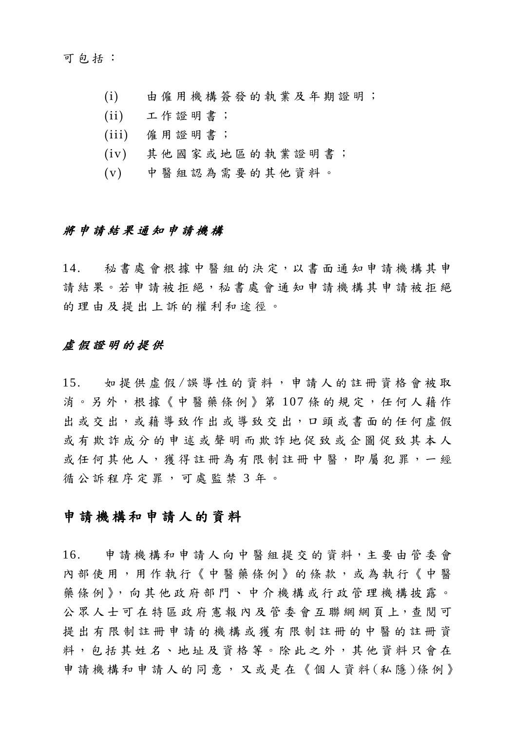可包括：

(i) 由僱用機構簽發的執業及年期證明；
(ii) 工作證明書；
(iii) 僱用證明書；
(iv) 其他國家或地區的執業證明書；
(v) 中醫組認為需要的其他資料。

*將申請結果通知申請機構*

14. 秘書處會根據中醫組的決定，以書面通知申請機構其申請結果。若申請被拒絕，秘書處會通知申請機構其申請被拒絕的理由及提出上訴的權利和途徑。

*虛假證明的提供*

15. 如提供虛假/誤導性的資料，申請人的註冊資格會被取消。另外，根據《中醫藥條例》第107條的規定，任何人藉作出或交出，或藉導致作出或導致交出，口頭或書面的任何虛假或有欺詐成分的申述或聲明而欺詐地促致或企圖促致其本人或任何其他人，獲得註冊為有限制註冊中醫，即屬犯罪，一經循公訴程序定罪，可處監禁3年。

## 申請機構和申請人的資料

16. 申請機構和申請人向中醫組提交的資料，主要由管委會內部使用，用作執行《中醫藥條例》的條款，或為執行《中醫藥條例》，向其他政府部門、中介機構或行政管理機構披露。公眾人士可在特區政府憲報內及管委會互聯網網頁上，查閱可提出有限制註冊申請的機構或獲有限制註冊的中醫的註冊資料，包括其姓名、地址及資格等。除此之外，其他資料只會在申請機構和申請人的同意，又或是在《個人資料(私隱)條例》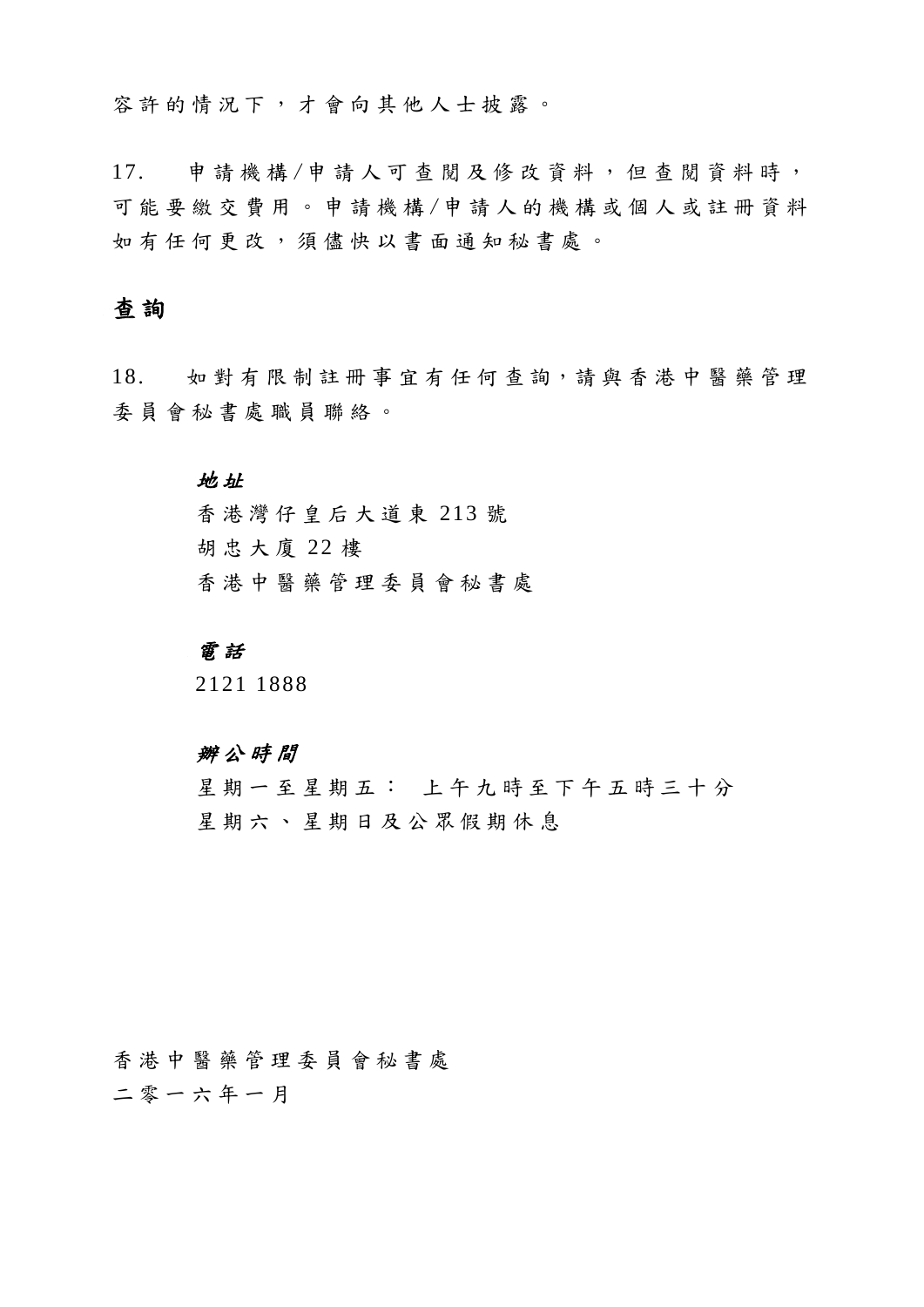容許的情況下，才會向其他人士披露。

17. 申請機構/申請人可查閱及修改資料，但查閱資料時，可能要繳交費用。申請機構/申請人的機構或個人或註冊資料如有任何更改，須儘快以書面通知秘書處。

## 查詢

18. 如對有限制註冊事宜有任何查詢，請與香港中醫藥管理委員會秘書處職員聯絡。

***地址***

香港灣仔皇后大道東 213 號
胡忠大廈 22 樓
香港中醫藥管理委員會秘書處

***電話***

2121 1888

***辦公時間***

星期一至星期五： 上午九時至下午五時三十分
星期六、星期日及公眾假期休息

香港中醫藥管理委員會秘書處
二零一六年一月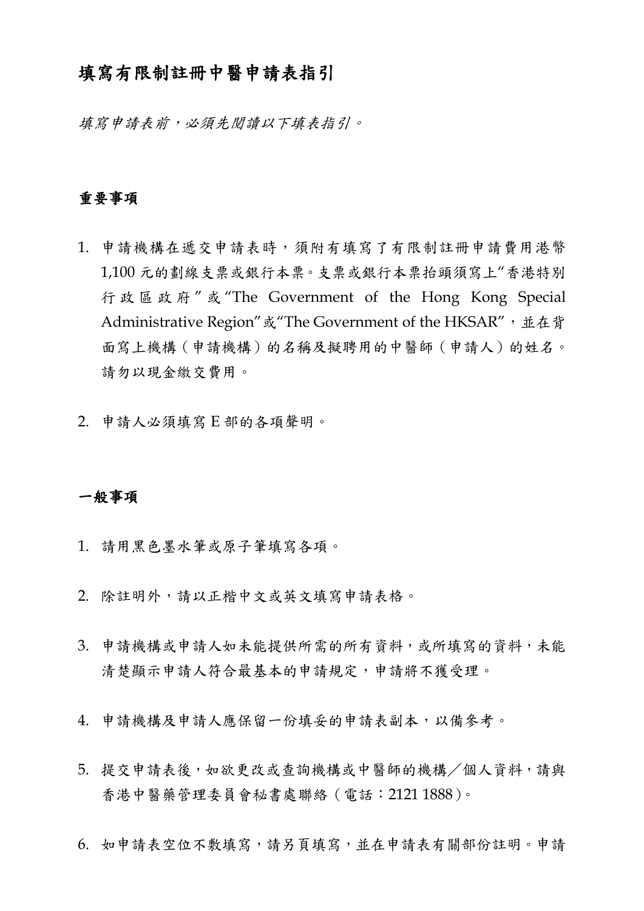# 填寫有限制註冊中醫申請表指引

*填寫申請表前，必須先閱讀以下填表指引。*

## 重要事項

1. 申請機構在遞交申請表時，須附有填寫了有限制註冊申請費用港幣1,100元的劃線支票或銀行本票。支票或銀行本票抬頭須寫上"香港特別行政區政府"或"The Government of the Hong Kong Special Administrative Region"或"The Government of the HKSAR"，並在背面寫上機構（申請機構）的名稱及擬聘用的中醫師（申請人）的姓名。請勿以現金繳交費用。

2. 申請人必須填寫E部的各項聲明。

## 一般事項

1. 請用黑色墨水筆或原子筆填寫各項。

2. 除註明外，請以正楷中文或英文填寫申請表格。

3. 申請機構或申請人如未能提供所需的所有資料，或所填寫的資料，未能清楚顯示申請人符合最基本的申請規定，申請將不獲受理。

4. 申請機構及申請人應保留一份填妥的申請表副本，以備參考。

5. 提交申請表後，如欲更改或查詢機構或中醫師的機構／個人資料，請與香港中醫藥管理委員會秘書處聯絡（電話：2121 1888）。

6. 如申請表空位不敷填寫，請另頁填寫，並在申請表有關部份註明。申請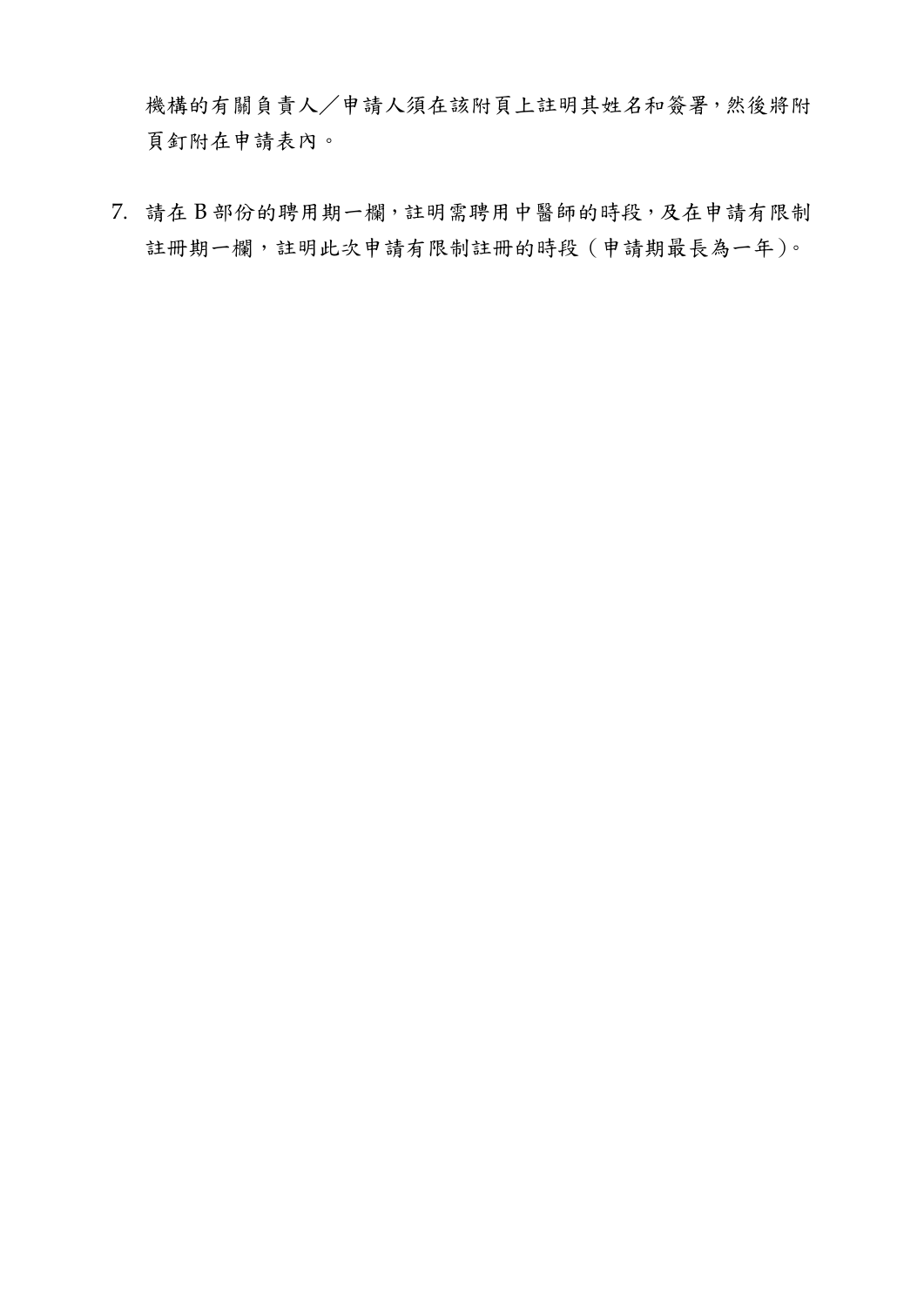機構的有關負責人／申請人須在該附頁上註明其姓名和簽署，然後將附頁釘附在申請表內。

7. 請在 B 部份的聘用期一欄，註明需聘用中醫師的時段，及在申請有限制註冊期一欄，註明此次申請有限制註冊的時段（申請期最長為一年）。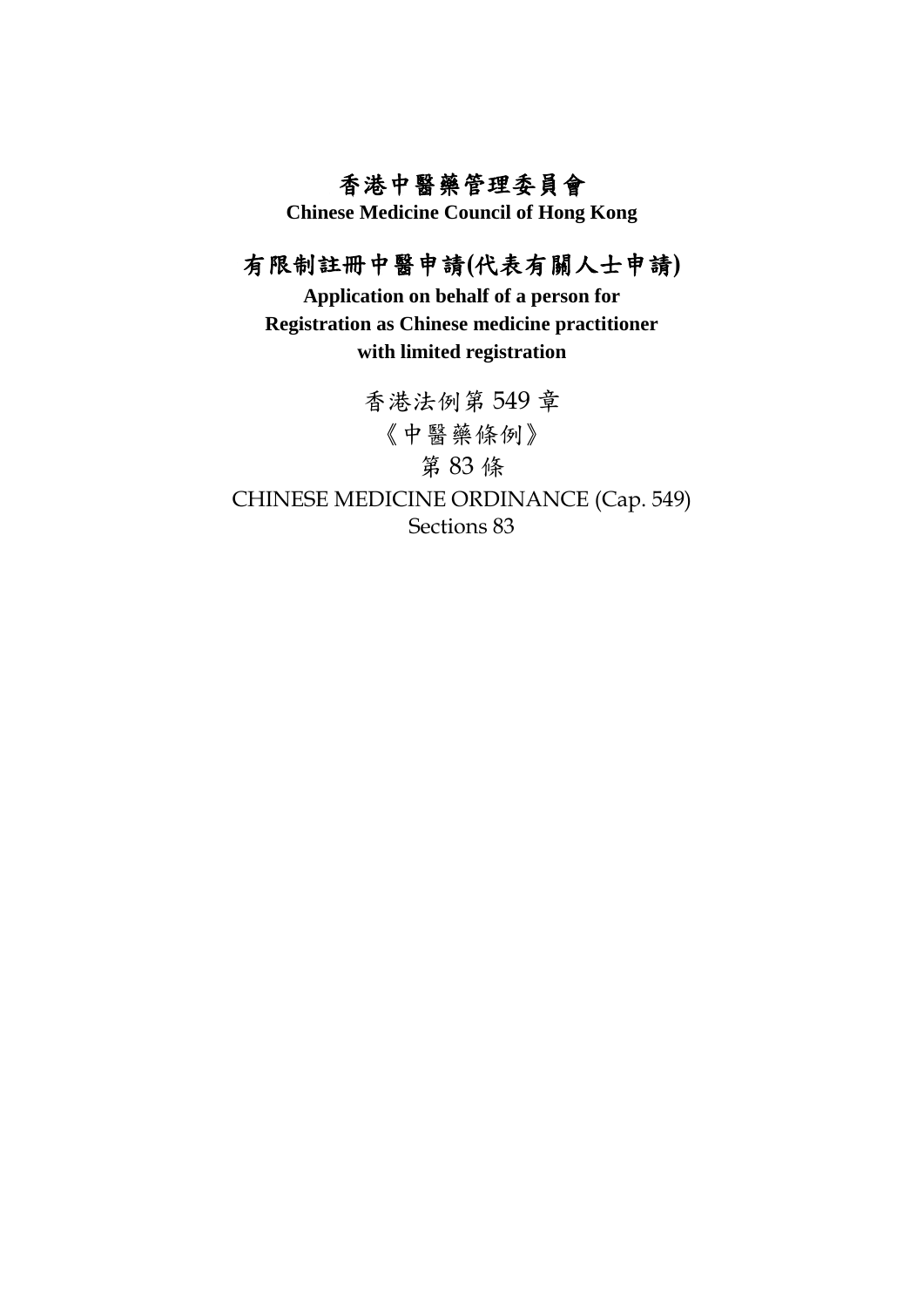# 香港中醫藥管理委員會

**Chinese Medicine Council of Hong Kong**

## 有限制註冊中醫申請(代表有關人士申請)

**Application on behalf of a person for Registration as Chinese medicine practitioner with limited registration**

香港法例第 549 章

《中醫藥條例》

第 83 條

CHINESE MEDICINE ORDINANCE (Cap. 549)

Sections 83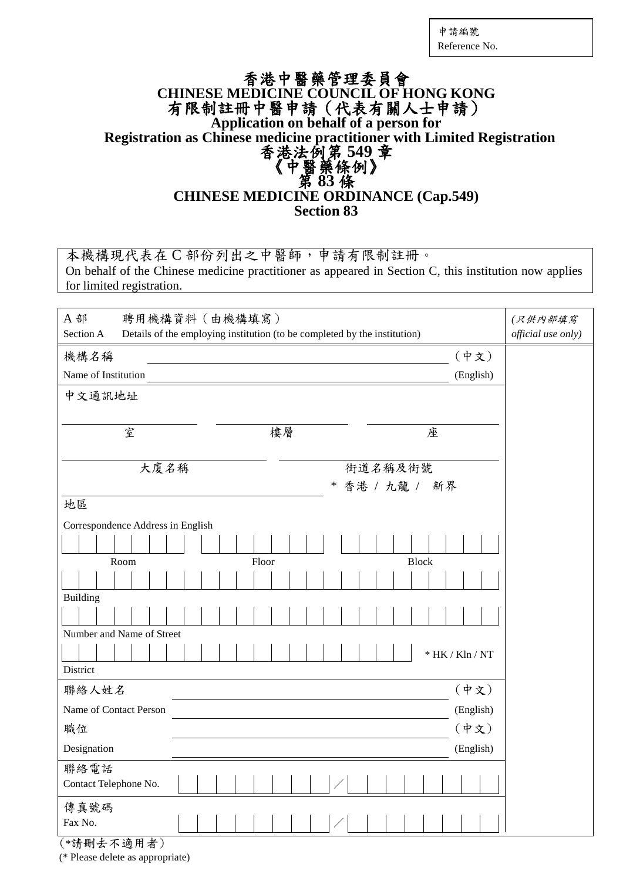| 申請編號 |
| --- |
| Reference No. |

# 香港中醫藥管理委員會
# CHINESE MEDICINE COUNCIL OF HONG KONG
## 有限制註冊中醫申請（代表有關人士申請）
## Application on behalf of a person for Registration as Chinese medicine practitioner with Limited Registration
## 香港法例第 549 章 《中醫藥條例》 第 83 條
## CHINESE MEDICINE ORDINANCE (Cap.549) Section 83

本機構現代表在 C 部份列出之中醫師，申請有限制註冊。
On behalf of the Chinese medicine practitioner as appeared in Section C, this institution now applies for limited registration.

| A 部 聘用機構資料（由機構填寫） Section A Details of the employing institution (to be completed by the institution) | *(只供內部填寫 official use only)* |
| --- | --- |
| 機構名稱 ______________________ （中文） | |
| Name of Institution ______________________ (English) | |
| 中文通訊地址 | |
| ________ 室 ________ 樓層 ________ 座 | |
| ________ 大廈名稱 ________ 街道名稱及街號 | |
| ________ 地區 * 香港 / 九龍 / 新界 | |
| Correspondence Address in English | |
| Room ________ Floor ________ Block ________ | |
| Building ________ | |
| Number and Name of Street ________ | |
| District ________ * HK / Kln / NT | |
| 聯絡人姓名 ______________________ （中文） | |
| Name of Contact Person ______________________ (English) | |
| 職位 ______________________ （中文） | |
| Designation ______________________ (English) | |
| 聯絡電話 Contact Telephone No. ________ ／ ________ | |
| 傳真號碼 Fax No. ________ ／ ________ | |

(*請刪去不適用者)
(* Please delete as appropriate)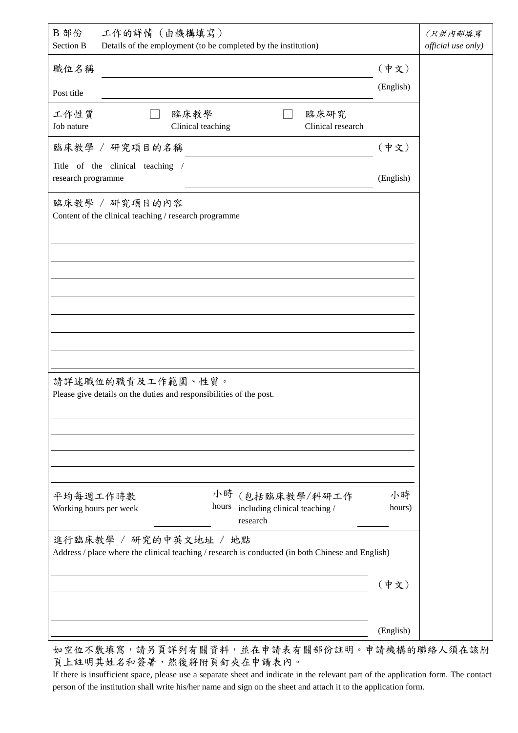| B 部份 工作的詳情（由機構填寫）<br>Section B Details of the employment (to be completed by the institution) | *(只供內部填寫 official use only)* |
|---|---|
| 職位名稱 ______________________ （中文）<br>Post title ______________________ (English) | |
| 工作性質 Job nature ☐ 臨床教學 Clinical teaching ☐ 臨床研究 Clinical research | |
| 臨床教學 / 研究項目的名稱 ______________________ （中文）<br>Title of the clinical teaching / research programme ______________________ (English) | |
| 臨床教學 / 研究項目的內容<br>Content of the clinical teaching / research programme<br>______________________<br>______________________<br>______________________<br>______________________<br>______________________<br>______________________<br>______________________<br>______________________ | |
| 請詳述職位的職責及工作範圍、性質。<br>Please give details on the duties and responsibilities of the post.<br>______________________<br>______________________<br>______________________<br>______________________<br>______________________ | |
| 平均每週工作時數 Working hours per week ________ 小時 hours （包括臨床教學/科研工作 including clinical teaching / research ________ 小時 hours) | |
| 進行臨床教學 / 研究的中英文地址 / 地點<br>Address / place where the clinical teaching / research is conducted (in both Chinese and English)<br>______________________<br>______________________ （中文）<br>______________________<br>______________________ (English) | |

如空位不敷填寫，請另頁詳列有關資料，並在申請表有關部份註明。申請機構的聯絡人須在該附頁上註明其姓名和簽署，然後將附頁釘夾在申請表內。

If there is insufficient space, please use a separate sheet and indicate in the relevant part of the application form. The contact person of the institution shall write his/her name and sign on the sheet and attach it to the application form.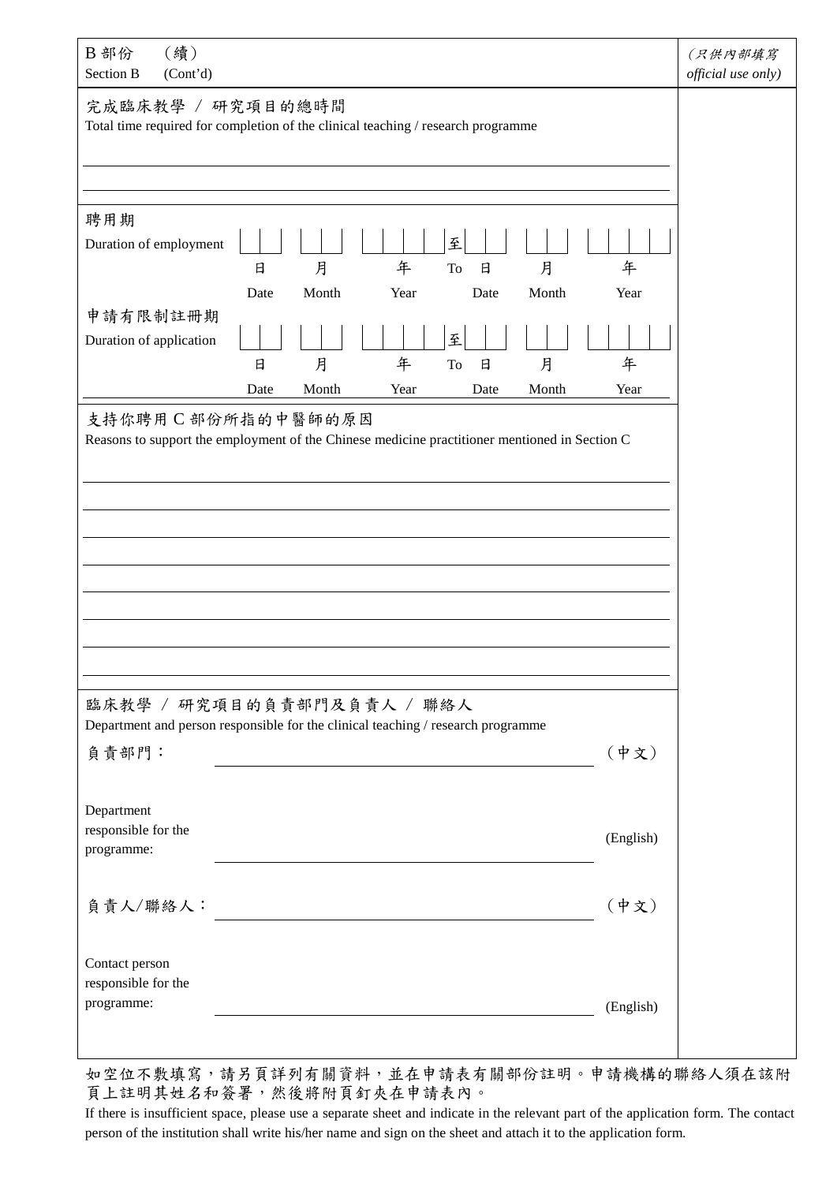| B 部份 (續) Section B (Cont'd) | *(只供內部填寫 official use only)* |
|---|---|
| 完成臨床教學 / 研究項目的總時間<br>Total time required for completion of the clinical teaching / research programme<br><br>\_\_\_\_\_\_\_\_\_\_\_\_\_\_\_\_\_\_\_\_\_\_\_\_\_\_\_\_\_\_\_\_\_\_\_\_\_\_\_\_<br>\_\_\_\_\_\_\_\_\_\_\_\_\_\_\_\_\_\_\_\_\_\_\_\_\_\_\_\_\_\_\_\_\_\_\_\_\_\_\_\_ | |
| 聘用期<br>Duration of employment ☐☐ ☐☐ ☐☐☐☐ 至 To ☐☐ ☐☐ ☐☐☐☐<br>日 Date 月 Month 年 Year 日 Date 月 Month 年 Year<br><br>申請有限制註冊期<br>Duration of application ☐☐ ☐☐ ☐☐☐☐ 至 To ☐☐ ☐☐ ☐☐☐☐<br>日 Date 月 Month 年 Year 日 Date 月 Month 年 Year | |
| 支持你聘用 C 部份所指的中醫師的原因<br>Reasons to support the employment of the Chinese medicine practitioner mentioned in Section C<br><br>\_\_\_\_\_\_\_\_\_\_\_\_\_\_\_\_\_\_\_\_\_\_\_\_\_\_\_\_\_\_\_\_\_\_\_\_\_\_\_\_<br>\_\_\_\_\_\_\_\_\_\_\_\_\_\_\_\_\_\_\_\_\_\_\_\_\_\_\_\_\_\_\_\_\_\_\_\_\_\_\_\_<br>\_\_\_\_\_\_\_\_\_\_\_\_\_\_\_\_\_\_\_\_\_\_\_\_\_\_\_\_\_\_\_\_\_\_\_\_\_\_\_\_<br>\_\_\_\_\_\_\_\_\_\_\_\_\_\_\_\_\_\_\_\_\_\_\_\_\_\_\_\_\_\_\_\_\_\_\_\_\_\_\_\_<br>\_\_\_\_\_\_\_\_\_\_\_\_\_\_\_\_\_\_\_\_\_\_\_\_\_\_\_\_\_\_\_\_\_\_\_\_\_\_\_\_<br>\_\_\_\_\_\_\_\_\_\_\_\_\_\_\_\_\_\_\_\_\_\_\_\_\_\_\_\_\_\_\_\_\_\_\_\_\_\_\_\_<br>\_\_\_\_\_\_\_\_\_\_\_\_\_\_\_\_\_\_\_\_\_\_\_\_\_\_\_\_\_\_\_\_\_\_\_\_\_\_\_\_<br>\_\_\_\_\_\_\_\_\_\_\_\_\_\_\_\_\_\_\_\_\_\_\_\_\_\_\_\_\_\_\_\_\_\_\_\_\_\_\_\_ | |
| 臨床教學 / 研究項目的負責部門及負責人 / 聯絡人<br>Department and person responsible for the clinical teaching / research programme<br><br>負責部門： \_\_\_\_\_\_\_\_\_\_\_\_\_\_\_\_\_\_\_\_\_\_\_\_\_\_\_\_ (中文)<br><br>Department responsible for the programme: \_\_\_\_\_\_\_\_\_\_\_\_\_\_\_\_\_\_\_\_\_\_\_\_\_\_\_\_ (English)<br><br>負責人/聯絡人： \_\_\_\_\_\_\_\_\_\_\_\_\_\_\_\_\_\_\_\_\_\_\_\_\_\_\_\_ (中文)<br><br>Contact person responsible for the programme: \_\_\_\_\_\_\_\_\_\_\_\_\_\_\_\_\_\_\_\_\_\_\_\_\_\_\_\_ (English) | |

如空位不敷填寫，請另頁詳列有關資料，並在申請表有關部份註明。申請機構的聯絡人須在該附頁上註明其姓名和簽署，然後將附頁釘夾在申請表內。

If there is insufficient space, please use a separate sheet and indicate in the relevant part of the application form. The contact person of the institution shall write his/her name and sign on the sheet and attach it to the application form.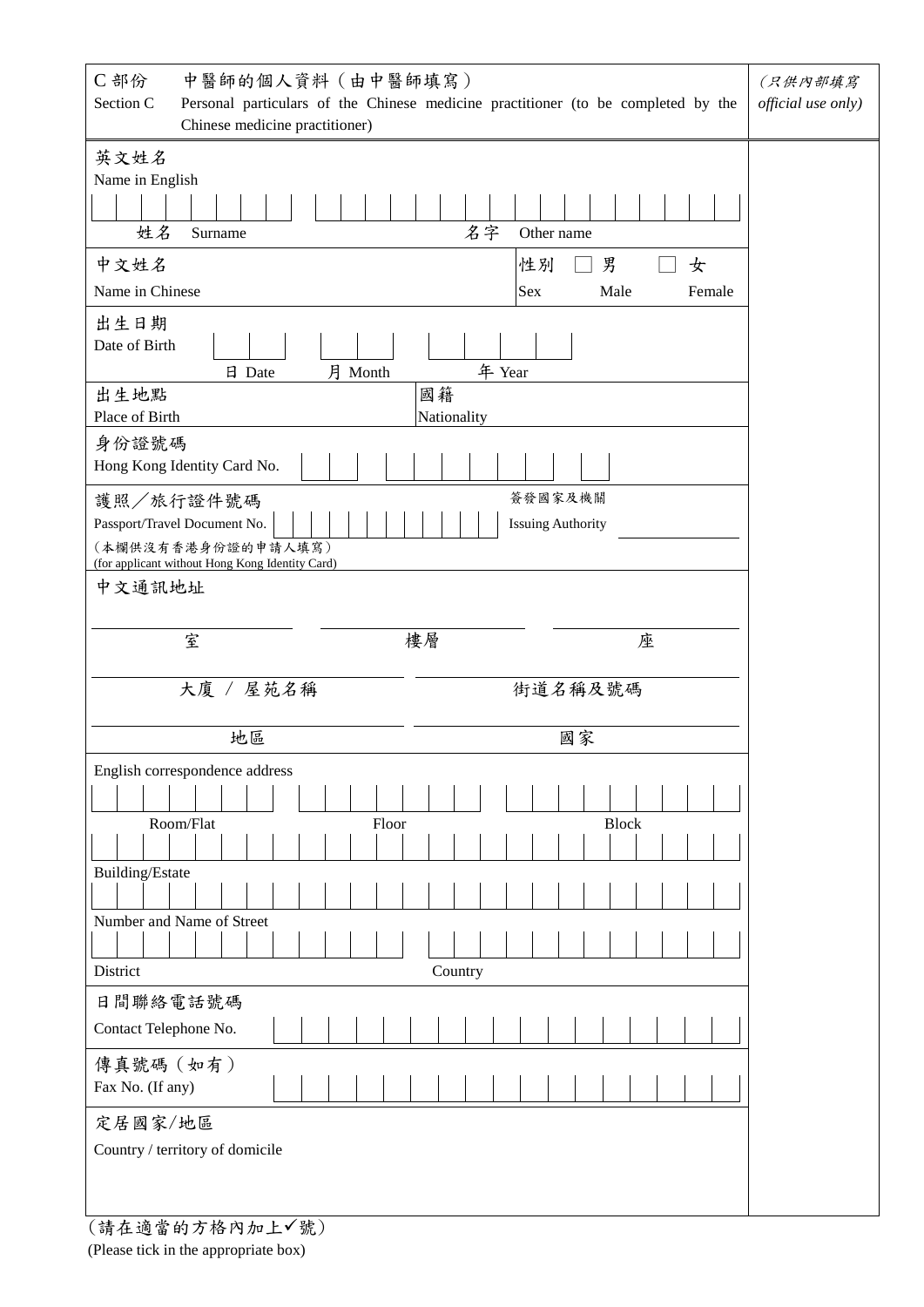| C 部份　中醫師的個人資料（由中醫師填寫）<br>Section C　Personal particulars of the Chinese medicine practitioner (to be completed by the Chinese medicine practitioner) | *(只供內部填寫 official use only)* |
|---|---|
| 英文姓名<br>Name in English<br>姓名 Surname　　　名字 Other name | |
| 中文姓名<br>Name in Chinese　　　性別 Sex　☐ 男 Male　☐ 女 Female | |
| 出生日期<br>Date of Birth　日 Date　月 Month　年 Year | |
| 出生地點<br>Place of Birth　　　國籍<br>Nationality | |
| 身份證號碼<br>Hong Kong Identity Card No. | |
| 護照／旅行證件號碼<br>Passport/Travel Document No.<br>（本欄供沒有香港身份證的申請人填寫）<br>(for applicant without Hong Kong Identity Card)<br>簽發國家及機關<br>Issuing Authority | |
| 中文通訊地址<br>室　樓層　座<br>大廈 / 屋苑名稱　街道名稱及號碼<br>地區　國家 | |
| English correspondence address<br>Room/Flat　Floor　Block<br>Building/Estate<br>Number and Name of Street<br>District　Country | |
| 日間聯絡電話號碼<br>Contact Telephone No. | |
| 傳真號碼（如有）<br>Fax No. (If any) | |
| 定居國家/地區<br>Country / territory of domicile | |

（請在適當的方格內加上✓號）
(Please tick in the appropriate box)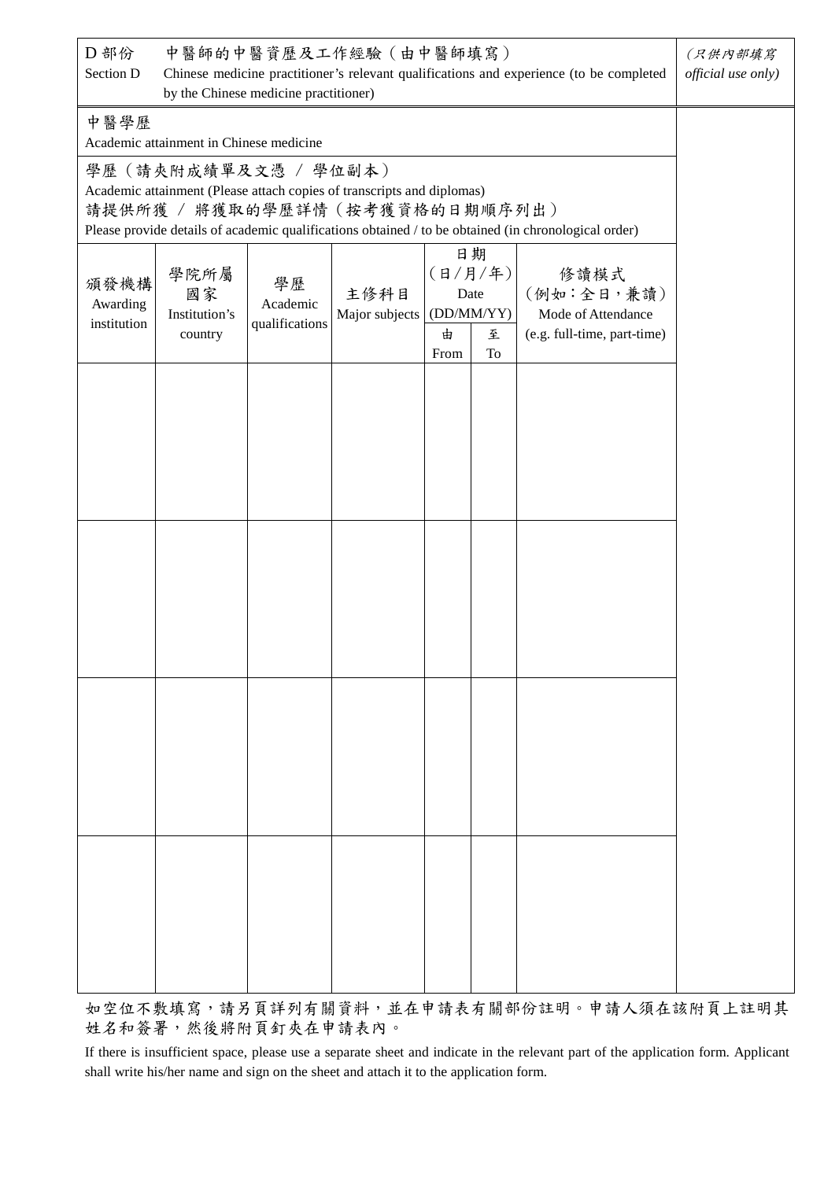| D 部份　中醫師的中醫資歷及工作經驗（由中醫師填寫）<br>Section D　Chinese medicine practitioner's relevant qualifications and experience (to be completed by the Chinese medicine practitioner) | *（只供內部填寫 official use only）* |
|---|---|

中醫學歷
Academic attainment in Chinese medicine

學歷（請夾附成績單及文憑 / 學位副本）
Academic attainment (Please attach copies of transcripts and diplomas)
請提供所獲 / 將獲取的學歷詳情（按考獲資格的日期順序列出）
Please provide details of academic qualifications obtained / to be obtained (in chronological order)

| 頒發機構<br>Awarding institution | 學院所屬國家<br>Institution's country | 學歷<br>Academic qualifications | 主修科目<br>Major subjects | 日期（日/月/年）Date (DD/MM/YY)<br>由 From | <br>至 To | 修讀模式（例如：全日，兼讀）<br>Mode of Attendance (e.g. full-time, part-time) | |
|---|---|---|---|---|---|---|---|
| | | | | | | | |
| | | | | | | | |
| | | | | | | | |
| | | | | | | | |

如空位不敷填寫，請另頁詳列有關資料，並在申請表有關部份註明。申請人須在該附頁上註明其姓名和簽署，然後將附頁釘夾在申請表內。

If there is insufficient space, please use a separate sheet and indicate in the relevant part of the application form. Applicant shall write his/her name and sign on the sheet and attach it to the application form.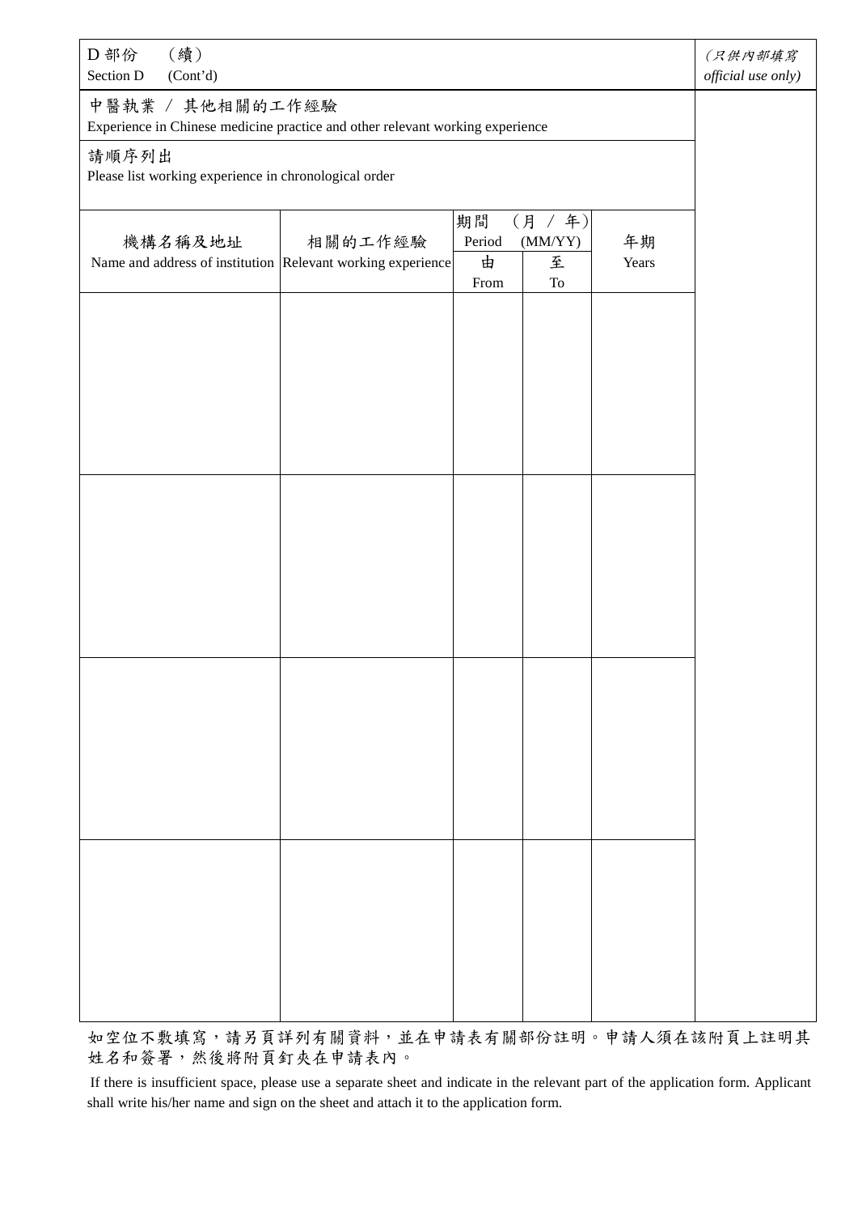| D 部份　（續） Section D　(Cont'd) | | | | | (只供內部填寫 *official use only)* |
|---|---|---|---|---|---|
| 中醫執業 / 其他相關的工作經驗 Experience in Chinese medicine practice and other relevant working experience | | | | | |
| 請順序列出 Please list working experience in chronological order | | | | | |
| 機構名稱及地址 Name and address of institution | 相關的工作經驗 Relevant working experience | 期間 （月 / 年） Period (MM/YY) 由 From | 至 To | 年期 Years | |
| | | | | | |
| | | | | | |
| | | | | | |
| | | | | | |

如空位不敷填寫，請另頁詳列有關資料，並在申請表有關部份註明。申請人須在該附頁上註明其姓名和簽署，然後將附頁釘夾在申請表內。

If there is insufficient space, please use a separate sheet and indicate in the relevant part of the application form. Applicant shall write his/her name and sign on the sheet and attach it to the application form.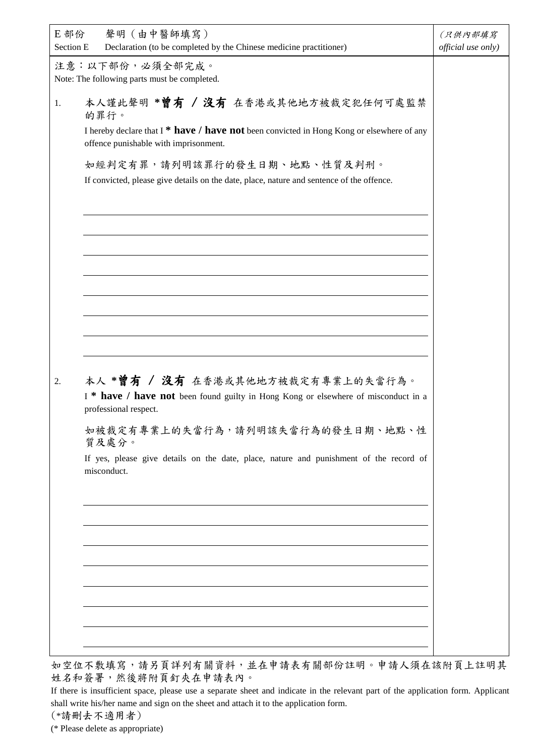| E 部份 聲明（由中醫師填寫）<br>Section E Declaration (to be completed by the Chinese medicine practitioner) | *(只供內部填寫*<br>*official use only)* |
|---|---|

注意：以下部份，必須全部完成。

Note: The following parts must be completed.

1. 本人謹此聲明 ***曾有 / 沒有** 在香港或其他地方被裁定犯任何可處監禁的罪行。

   I hereby declare that I *** have / have not** been convicted in Hong Kong or elsewhere of any offence punishable with imprisonment.

   如經判定有罪，請列明該罪行的發生日期、地點、性質及判刑。

   If convicted, please give details on the date, place, nature and sentence of the offence.

   ______________________________________________

   ______________________________________________

   ______________________________________________

   ______________________________________________

   ______________________________________________

   ______________________________________________

   ______________________________________________

   ______________________________________________

2. 本人 ***曾有 / 沒有** 在香港或其他地方被裁定有專業上的失當行為。

   I *** have / have not** been found guilty in Hong Kong or elsewhere of misconduct in a professional respect.

   如被裁定有專業上的失當行為，請列明該失當行為的發生日期、地點、性質及處分。

   If yes, please give details on the date, place, nature and punishment of the record of misconduct.

   ______________________________________________

   ______________________________________________

   ______________________________________________

   ______________________________________________

   ______________________________________________

   ______________________________________________

   ______________________________________________

   ______________________________________________

如空位不敷填寫，請另頁詳列有關資料，並在申請表有關部份註明。申請人須在該附頁上註明其姓名和簽署，然後將附頁釘夾在申請表內。

If there is insufficient space, please use a separate sheet and indicate in the relevant part of the application form. Applicant shall write his/her name and sign on the sheet and attach it to the application form.

（*請刪去不適用者）

(* Please delete as appropriate)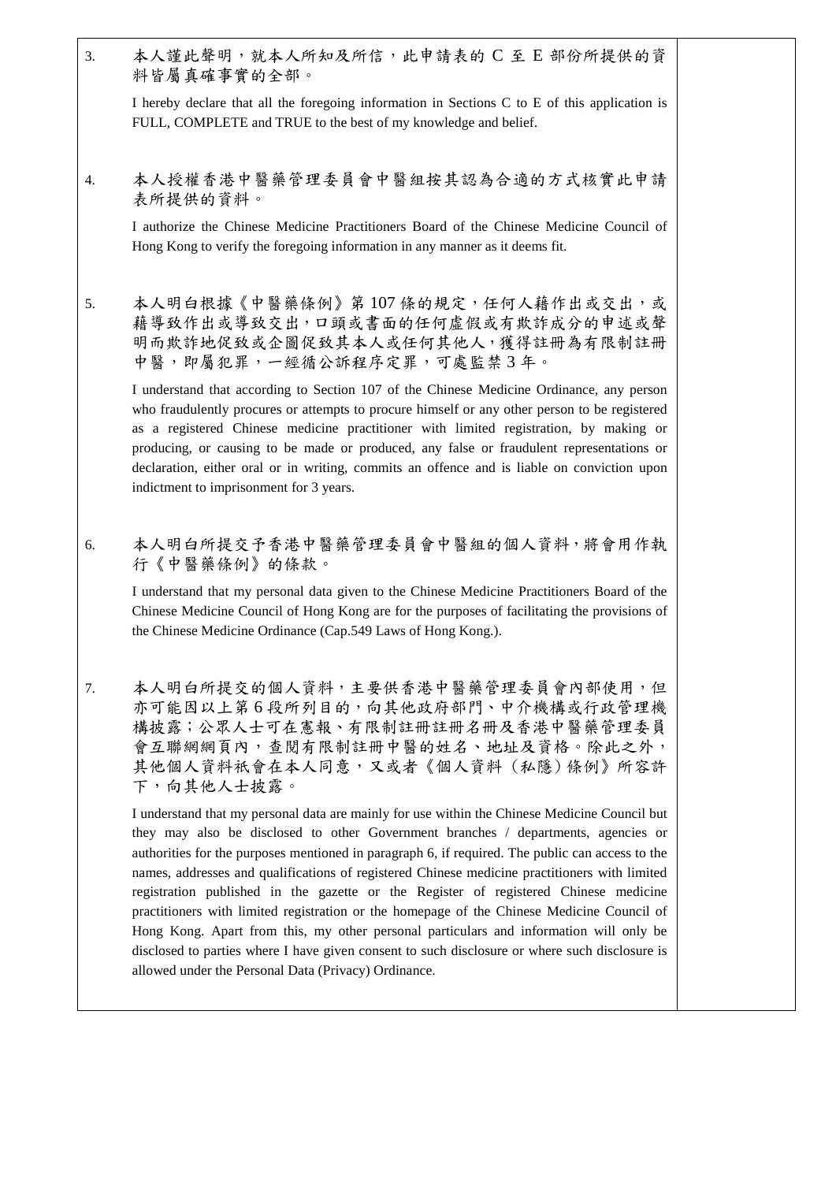3. 本人謹此聲明，就本人所知及所信，此申請表的 C 至 E 部份所提供的資料皆屬真確事實的全部。

   I hereby declare that all the foregoing information in Sections C to E of this application is FULL, COMPLETE and TRUE to the best of my knowledge and belief.

4. 本人授權香港中醫藥管理委員會中醫組按其認為合適的方式核實此申請表所提供的資料。

   I authorize the Chinese Medicine Practitioners Board of the Chinese Medicine Council of Hong Kong to verify the foregoing information in any manner as it deems fit.

5. 本人明白根據《中醫藥條例》第 107 條的規定，任何人藉作出或交出，或藉導致作出或導致交出，口頭或書面的任何虛假或有欺詐成分的申述或聲明而欺詐地促致或企圖促致其本人或任何其他人，獲得註冊為有限制註冊中醫，即屬犯罪，一經循公訴程序定罪，可處監禁 3 年。

   I understand that according to Section 107 of the Chinese Medicine Ordinance, any person who fraudulently procures or attempts to procure himself or any other person to be registered as a registered Chinese medicine practitioner with limited registration, by making or producing, or causing to be made or produced, any false or fraudulent representations or declaration, either oral or in writing, commits an offence and is liable on conviction upon indictment to imprisonment for 3 years.

6. 本人明白所提交予香港中醫藥管理委員會中醫組的個人資料，將會用作執行《中醫藥條例》的條款。

   I understand that my personal data given to the Chinese Medicine Practitioners Board of the Chinese Medicine Council of Hong Kong are for the purposes of facilitating the provisions of the Chinese Medicine Ordinance (Cap.549 Laws of Hong Kong.).

7. 本人明白所提交的個人資料，主要供香港中醫藥管理委員會內部使用，但亦可能因以上第 6 段所列目的，向其他政府部門、中介機構或行政管理機構披露；公眾人士可在憲報、有限制註冊註冊名冊及香港中醫藥管理委員會互聯網網頁內，查閱有限制註冊中醫的姓名、地址及資格。除此之外，其他個人資料祇會在本人同意，又或者《個人資料（私隱）條例》所容許下，向其他人士披露。

   I understand that my personal data are mainly for use within the Chinese Medicine Council but they may also be disclosed to other Government branches / departments, agencies or authorities for the purposes mentioned in paragraph 6, if required. The public can access to the names, addresses and qualifications of registered Chinese medicine practitioners with limited registration published in the gazette or the Register of registered Chinese medicine practitioners with limited registration or the homepage of the Chinese Medicine Council of Hong Kong. Apart from this, my other personal particulars and information will only be disclosed to parties where I have given consent to such disclosure or where such disclosure is allowed under the Personal Data (Privacy) Ordinance.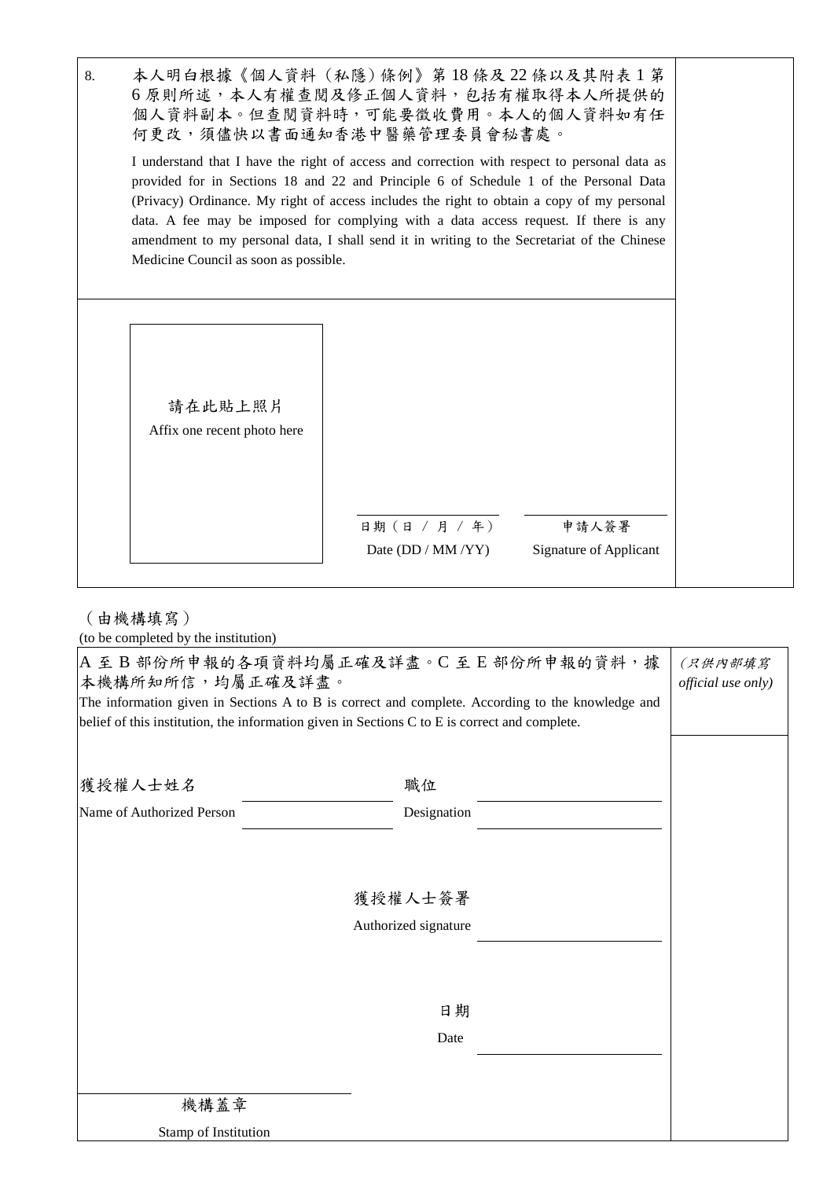8. 本人明白根據《個人資料（私隱）條例》第 18 條及 22 條以及其附表 1 第 6 原則所述，本人有權查閱及修正個人資料，包括有權取得本人所提供的個人資料副本。但查閱資料時，可能要徵收費用。本人的個人資料如有任何更改，須儘快以書面通知香港中醫藥管理委員會秘書處。

I understand that I have the right of access and correction with respect to personal data as provided for in Sections 18 and 22 and Principle 6 of Schedule 1 of the Personal Data (Privacy) Ordinance. My right of access includes the right to obtain a copy of my personal data. A fee may be imposed for complying with a data access request. If there is any amendment to my personal data, I shall send it in writing to the Secretariat of the Chinese Medicine Council as soon as possible.

請在此貼上照片
Affix one recent photo here

日期（日 / 月 / 年）
Date (DD / MM /YY)

申請人簽署
Signature of Applicant

（由機構填寫）
(to be completed by the institution)

A 至 B 部份所申報的各項資料均屬正確及詳盡。C 至 E 部份所申報的資料，據本機構所知所信，均屬正確及詳盡。
The information given in Sections A to B is correct and complete. According to the knowledge and belief of this institution, the information given in Sections C to E is correct and complete.

*(只供內部填寫 official use only)*

獲授權人士姓名
Name of Authorized Person ____________

職位
Designation ____________

獲授權人士簽署
Authorized signature ____________

日期
Date ____________

機構蓋章
Stamp of Institution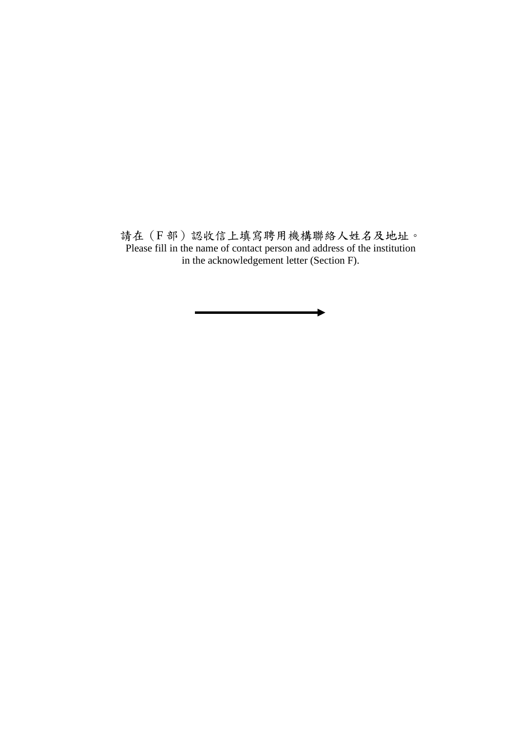請在（F 部）認收信上填寫聘用機構聯絡人姓名及地址。

Please fill in the name of contact person and address of the institution in the acknowledgement letter (Section F).

→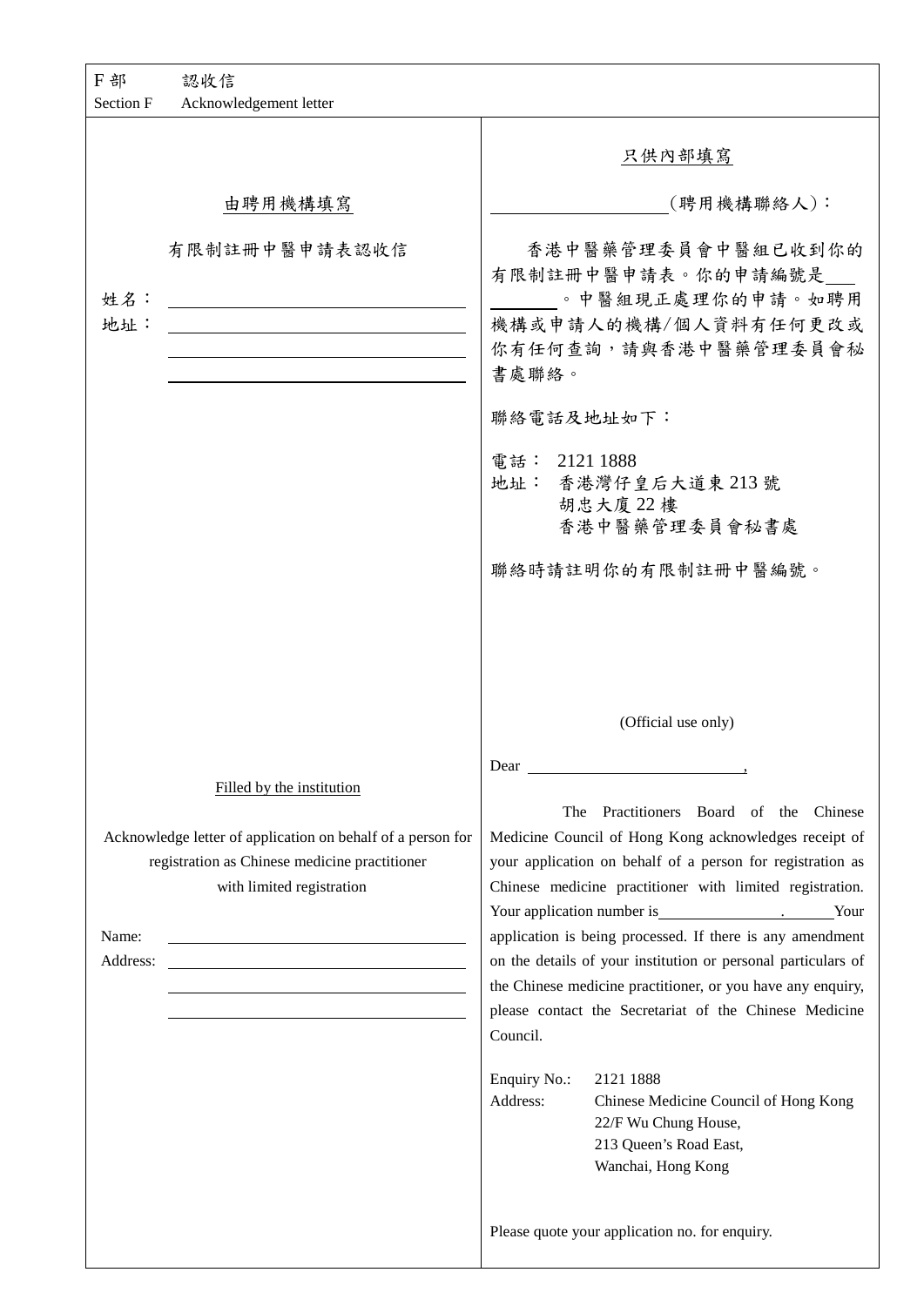## F 部 認收信
## Section F Acknowledgement letter

### 由聘用機構填寫

有限制註冊中醫申請表認收信

姓名：\_\_\_\_\_\_\_\_\_\_\_\_\_\_\_\_\_\_\_\_\_\_\_\_\_\_\_\_

地址：\_\_\_\_\_\_\_\_\_\_\_\_\_\_\_\_\_\_\_\_\_\_\_\_\_\_\_\_

\_\_\_\_\_\_\_\_\_\_\_\_\_\_\_\_\_\_\_\_\_\_\_\_\_\_\_\_

\_\_\_\_\_\_\_\_\_\_\_\_\_\_\_\_\_\_\_\_\_\_\_\_\_\_\_\_

### 只供內部填寫

\_\_\_\_\_\_\_\_\_\_\_\_\_\_\_\_（聘用機構聯絡人）：

香港中醫藥管理委員會中醫組已收到你的有限制註冊中醫申請表。你的申請編號是\_\_\_\_\_\_\_\_\_\_。中醫組現正處理你的申請。如聘用機構或申請人的機構/個人資料有任何更改或你有任何查詢，請與香港中醫藥管理委員會秘書處聯絡。

聯絡電話及地址如下：

電話： 2121 1888

地址： 香港灣仔皇后大道東 213 號
胡忠大廈 22 樓
香港中醫藥管理委員會秘書處

聯絡時請註明你的有限制註冊中醫編號。

### Filled by the institution

Acknowledge letter of application on behalf of a person for registration as Chinese medicine practitioner with limited registration

Name: \_\_\_\_\_\_\_\_\_\_\_\_\_\_\_\_\_\_\_\_\_\_\_\_\_\_\_\_

Address: \_\_\_\_\_\_\_\_\_\_\_\_\_\_\_\_\_\_\_\_\_\_\_\_\_\_\_\_

\_\_\_\_\_\_\_\_\_\_\_\_\_\_\_\_\_\_\_\_\_\_\_\_\_\_\_\_

\_\_\_\_\_\_\_\_\_\_\_\_\_\_\_\_\_\_\_\_\_\_\_\_\_\_\_\_

### (Official use only)

Dear \_\_\_\_\_\_\_\_\_\_\_\_\_\_\_\_\_\_\_\_\_\_\_\_,

The Practitioners Board of the Chinese Medicine Council of Hong Kong acknowledges receipt of your application on behalf of a person for registration as Chinese medicine practitioner with limited registration. Your application number is\_\_\_\_\_\_\_\_\_\_\_\_\_\_\_\_. Your application is being processed. If there is any amendment on the details of your institution or personal particulars of the Chinese medicine practitioner, or you have any enquiry, please contact the Secretariat of the Chinese Medicine Council.

Enquiry No.: 2121 1888

Address: Chinese Medicine Council of Hong Kong
22/F Wu Chung House,
213 Queen's Road East,
Wanchai, Hong Kong

Please quote your application no. for enquiry.